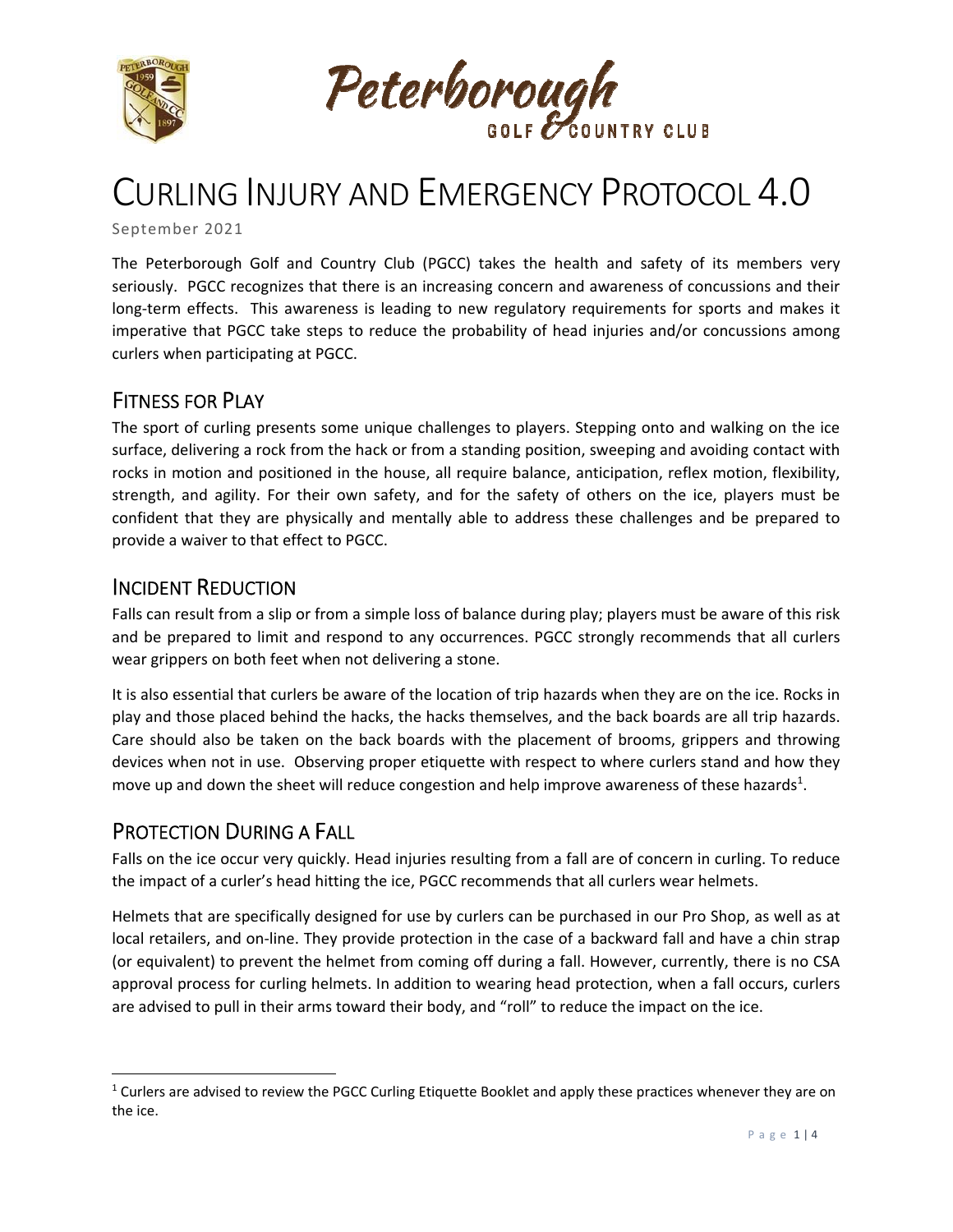# CURLING INJURY AND EMERGENCY PROTOCOL 4.0

September 2021

The Peterborough Golf and Country Club (PGCC) takes the health and safety of its members very seriously. PGCC recognizes that there is an increasing concern and awareness of concussions and their long-term effects. This awareness is leading to new regulatory requirements for sports and makes it imperative that PGCC take steps to reduce the probability of head injuries and/or concussions among curlers when participating at PGCC.

## FITNESS FOR PLAY

The sport of curling presents some unique challenges to players. Stepping onto and walking on the ice surface, delivering a rock from the hack or from a standing position, sweeping and avoiding contact with rocks in motion and positioned in the house, all require balance, anticipation, reflex motion, flexibility, strength, and agility. For their own safety, and for the safety of others on the ice, players must be confident that they are physically and mentally able to address these challenges and be prepared to provide a waiver to that effect to PGCC.

## INCIDENT REDUCTION

Falls can result from a slip or from a simple loss of balance during play; players must be aware of this risk and be prepared to limit and respond to any occurrences. PGCC strongly recommends that all curlers wear grippers on both feet when not delivering a stone.

It is also essential that curlers be aware of the location of trip hazards when they are on the ice. Rocks in play and those placed behind the hacks, the hacks themselves, and the back boards are all trip hazards. Care should also be taken on the back boards with the placement of brooms, grippers and throwing devices when not in use. Observing proper etiquette with respect to where curlers stand and how they move up and down the sheet will reduce congestion and help improve awareness of these hazards[1].

## PROTECTION DURING A FALL

Falls on the ice occur very quickly. Head injuries resulting from a fall are of concern in curling. To reduce the impact of a curler's head hitting the ice, PGCC recommends that all curlers wear helmets.

Helmets that are specifically designed for use by curlers can be purchased in our Pro Shop, as well as at local retailers, and on-line. They provide protection in the case of a backward fall and have a chin strap (or equivalent) to prevent the helmet from coming off during a fall. However, currently, there is no CSA approval process for curling helmets. In addition to wearing head protection, when a fall occurs, curlers are advised to pull in their arms toward their body, and "roll" to reduce the impact on the ice.

[1] Curlers are advised to review the PGCC Curling Etiquette Booklet and apply these practices whenever they are on the ice.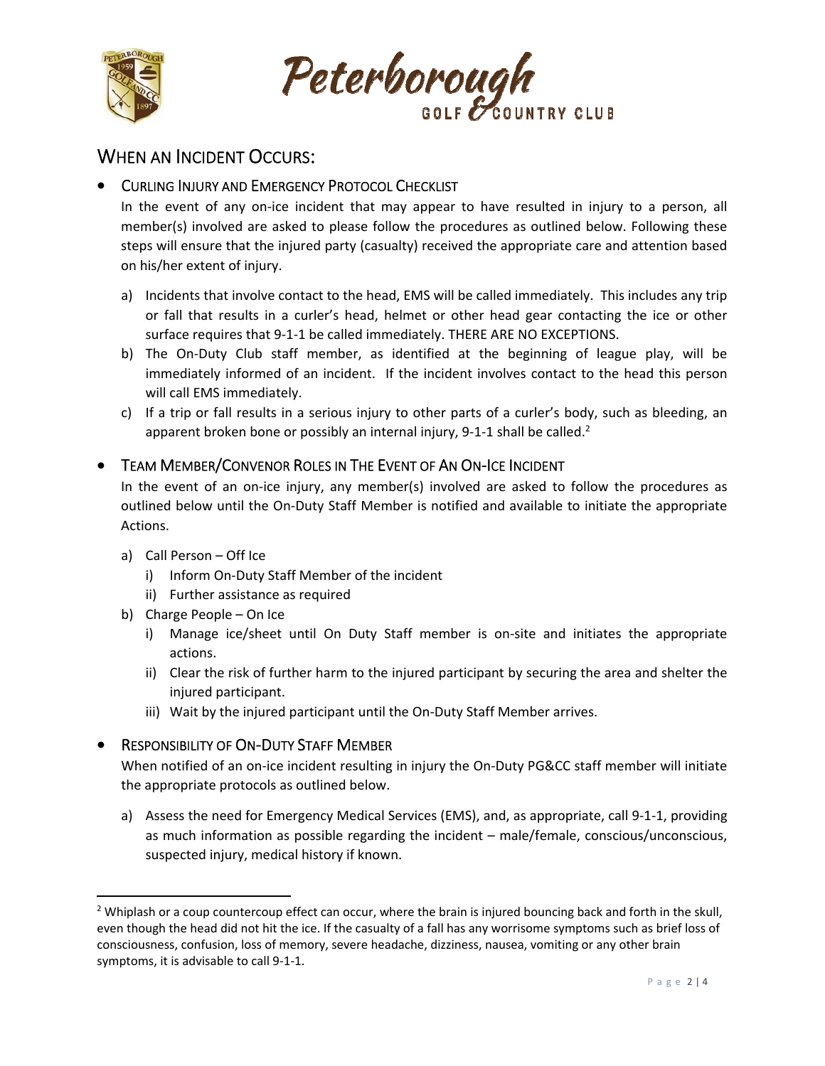## When an Incident Occurs:

- **Curling Injury and Emergency Protocol Checklist**

  In the event of any on-ice incident that may appear to have resulted in injury to a person, all member(s) involved are asked to please follow the procedures as outlined below. Following these steps will ensure that the injured party (casualty) received the appropriate care and attention based on his/her extent of injury.

  a) Incidents that involve contact to the head, EMS will be called immediately. This includes any trip or fall that results in a curler's head, helmet or other head gear contacting the ice or other surface requires that 9-1-1 be called immediately. THERE ARE NO EXCEPTIONS.
  b) The On-Duty Club staff member, as identified at the beginning of league play, will be immediately informed of an incident. If the incident involves contact to the head this person will call EMS immediately.
  c) If a trip or fall results in a serious injury to other parts of a curler's body, such as bleeding, an apparent broken bone or possibly an internal injury, 9-1-1 shall be called.[2]

- **Team Member/Convenor Roles in The Event of An On-Ice Incident**

  In the event of an on-ice injury, any member(s) involved are asked to follow the procedures as outlined below until the On-Duty Staff Member is notified and available to initiate the appropriate Actions.

  a) Call Person – Off Ice
     i) Inform On-Duty Staff Member of the incident
     ii) Further assistance as required
  b) Charge People – On Ice
     i) Manage ice/sheet until On Duty Staff member is on-site and initiates the appropriate actions.
     ii) Clear the risk of further harm to the injured participant by securing the area and shelter the injured participant.
     iii) Wait by the injured participant until the On-Duty Staff Member arrives.

- **Responsibility of On-Duty Staff Member**

  When notified of an on-ice incident resulting in injury the On-Duty PG&CC staff member will initiate the appropriate protocols as outlined below.

  a) Assess the need for Emergency Medical Services (EMS), and, as appropriate, call 9-1-1, providing as much information as possible regarding the incident – male/female, conscious/unconscious, suspected injury, medical history if known.

---

[2] Whiplash or a coup countercoup effect can occur, where the brain is injured bouncing back and forth in the skull, even though the head did not hit the ice. If the casualty of a fall has any worrisome symptoms such as brief loss of consciousness, confusion, loss of memory, severe headache, dizziness, nausea, vomiting or any other brain symptoms, it is advisable to call 9-1-1.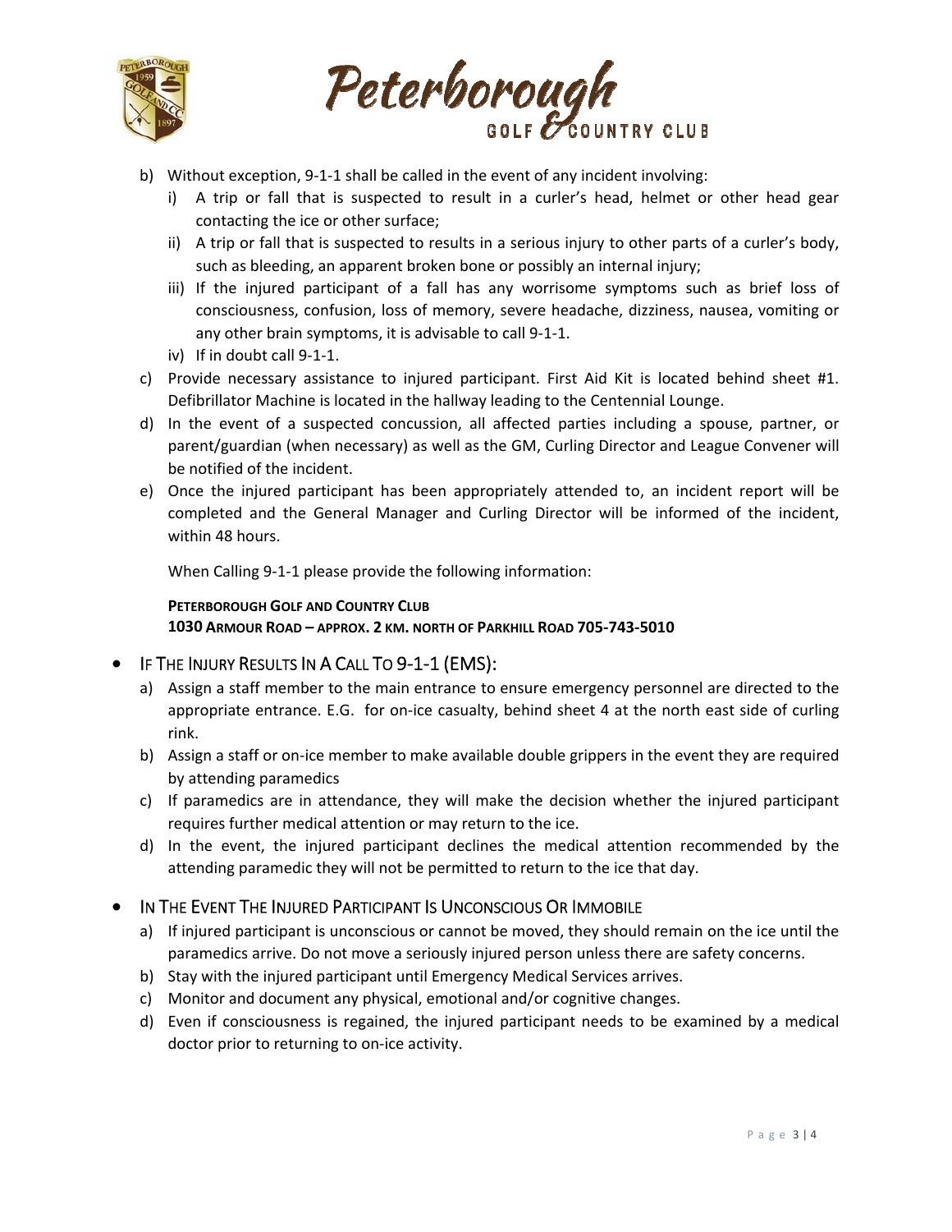b) Without exception, 9-1-1 shall be called in the event of any incident involving:
   i) A trip or fall that is suspected to result in a curler's head, helmet or other head gear contacting the ice or other surface;
   ii) A trip or fall that is suspected to results in a serious injury to other parts of a curler's body, such as bleeding, an apparent broken bone or possibly an internal injury;
   iii) If the injured participant of a fall has any worrisome symptoms such as brief loss of consciousness, confusion, loss of memory, severe headache, dizziness, nausea, vomiting or any other brain symptoms, it is advisable to call 9-1-1.
   iv) If in doubt call 9-1-1.

c) Provide necessary assistance to injured participant. First Aid Kit is located behind sheet #1. Defibrillator Machine is located in the hallway leading to the Centennial Lounge.

d) In the event of a suspected concussion, all affected parties including a spouse, partner, or parent/guardian (when necessary) as well as the GM, Curling Director and League Convener will be notified of the incident.

e) Once the injured participant has been appropriately attended to, an incident report will be completed and the General Manager and Curling Director will be informed of the incident, within 48 hours.

   When Calling 9-1-1 please provide the following information:

   **PETERBOROUGH GOLF AND COUNTRY CLUB**
   **1030 ARMOUR ROAD – APPROX. 2 KM. NORTH OF PARKHILL ROAD 705-743-5010**

- IF THE INJURY RESULTS IN A CALL TO 9-1-1 (EMS):
  a) Assign a staff member to the main entrance to ensure emergency personnel are directed to the appropriate entrance. E.G. for on-ice casualty, behind sheet 4 at the north east side of curling rink.
  b) Assign a staff or on-ice member to make available double grippers in the event they are required by attending paramedics
  c) If paramedics are in attendance, they will make the decision whether the injured participant requires further medical attention or may return to the ice.
  d) In the event, the injured participant declines the medical attention recommended by the attending paramedic they will not be permitted to return to the ice that day.

- IN THE EVENT THE INJURED PARTICIPANT IS UNCONSCIOUS OR IMMOBILE
  a) If injured participant is unconscious or cannot be moved, they should remain on the ice until the paramedics arrive. Do not move a seriously injured person unless there are safety concerns.
  b) Stay with the injured participant until Emergency Medical Services arrives.
  c) Monitor and document any physical, emotional and/or cognitive changes.
  d) Even if consciousness is regained, the injured participant needs to be examined by a medical doctor prior to returning to on-ice activity.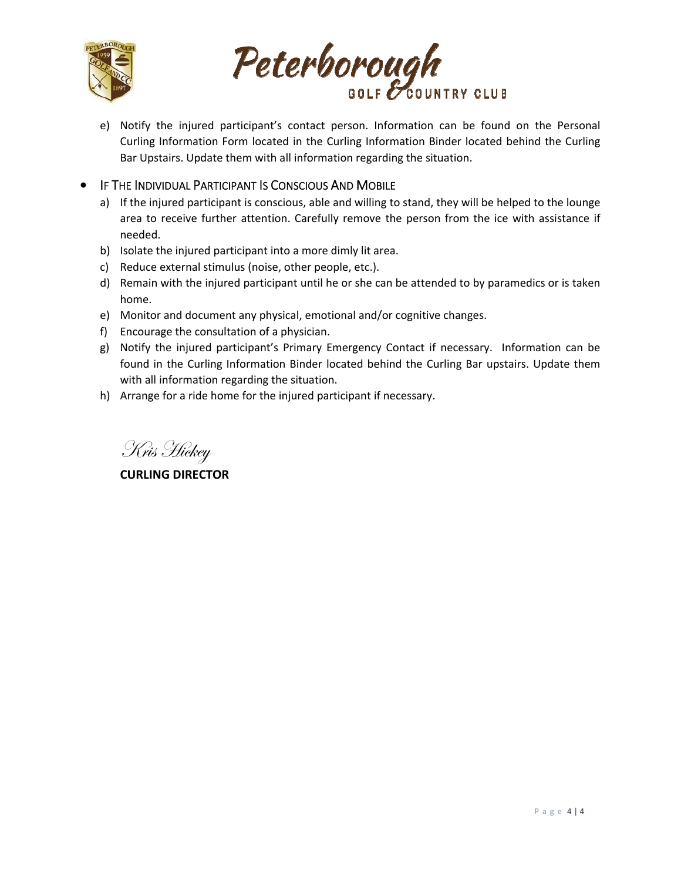e) Notify the injured participant's contact person. Information can be found on the Personal Curling Information Form located in the Curling Information Binder located behind the Curling Bar Upstairs. Update them with all information regarding the situation.

- IF THE INDIVIDUAL PARTICIPANT IS CONSCIOUS AND MOBILE
  a) If the injured participant is conscious, able and willing to stand, they will be helped to the lounge area to receive further attention. Carefully remove the person from the ice with assistance if needed.
  b) Isolate the injured participant into a more dimly lit area.
  c) Reduce external stimulus (noise, other people, etc.).
  d) Remain with the injured participant until he or she can be attended to by paramedics or is taken home.
  e) Monitor and document any physical, emotional and/or cognitive changes.
  f) Encourage the consultation of a physician.
  g) Notify the injured participant's Primary Emergency Contact if necessary. Information can be found in the Curling Information Binder located behind the Curling Bar upstairs. Update them with all information regarding the situation.
  h) Arrange for a ride home for the injured participant if necessary.

*Kris Hickey*

**CURLING DIRECTOR**